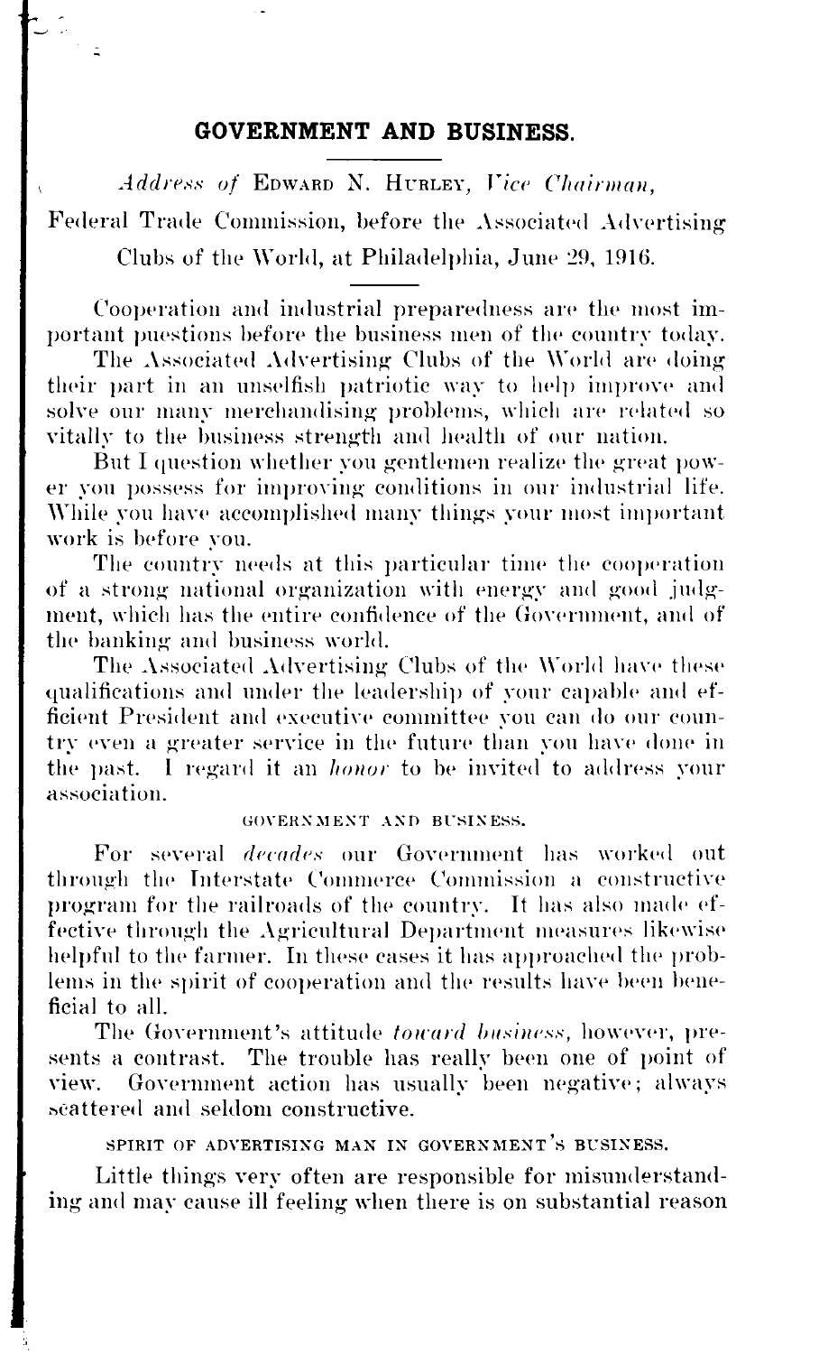## GOVERNMENT AND BUSINESS.

*Address of* EDWARD N. HURLEY, *Vice Chairman*, Federal Trade Commission, before the Associated Advertising Clubs of the World, at Philadelphia, June 29, 1916.

Cooperation and industrial preparedness are the most important puestions before the business men of the country today.

The Associated Advertising Clubs of the World are doing their part in an unselfish patriotic way to help improve and solve our many merchandising problems, which are related so vitally to the business strength and health of our nation.

But I question whether you gentlemen realize the great power you possess for improving conditions in our industrial life. While you have accomplished many things your most important work is before you.

The country needs at this particular time the cooperation of a strong national organization with energy and good judgment, which has the entire confidence of the Government, and of the banking and business world.

The Associated Advertising Clubs of the World have these qualifications and under the leadership of your capable and efficient President and executive committee you can do our country even a greater service in the future than you have done in the past. I regard it an *honor* to be invited to address your association.

### GOVERNMENT AND BUSINESS.

For several *decades* our Government has worked out through the Interstate Commerce Commission a constructive program for the railroads of the country. It has also made effective through the Agricultural Department measures likewise helpful to the farmer. In these cases it has approached the problems in the spirit of cooperation and the results have been beneficial to all.

The Government's attitude *toward business*, however, presents a contrast. The trouble has really been one of point of view. Government action has usually been negative; always scattered and seldom constructive.

### SPIRIT OF ADVERTISING MAN IN GOVERNMENT'S BUSINESS.

Little things very often are responsible for misunderstanding and may cause ill feeling when there is on substantial reason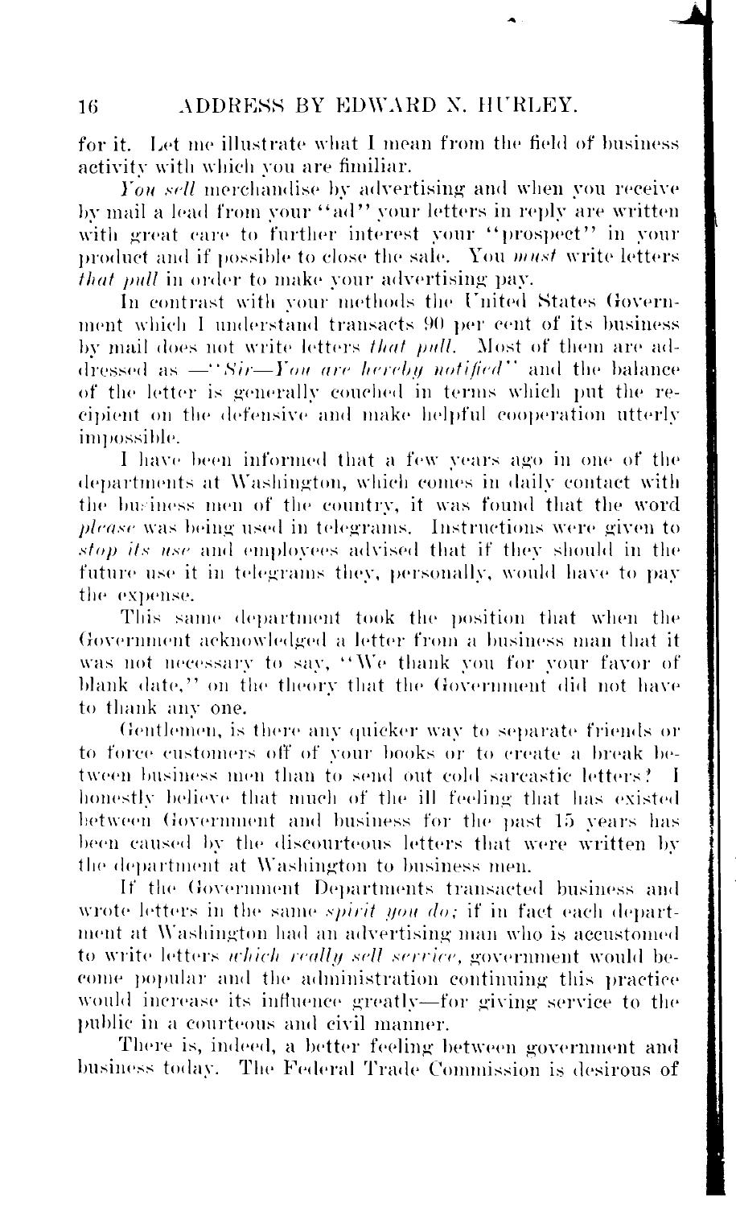for it. Let me illustrate what I mean from the field of business activity with which you are fimiliar.

*You sell* merchandise by advertising and when you receive by mail a lead from your "ad" your letters in reply are written with great care to further interest your "prospect" in your product and if possible to close the sale. You *must* write letters *that pull* in order to make your advertising pay.

In contrast with your methods the United States Government which I understand transacts 90 per cent of its business by mail does not write letters *that pull.* Most of them are addressed as —"*Sir—You are hereby notified*" and the balance of the letter is generally couched in terms which put the recipient on the defensive and make helpful cooperation utterly impossible.

I have been informed that a few years ago in one of the departments at Washington, which comes in daily contact with the business men of the country, it was found that the word *please* was being used in telegrams. Instructions were given to *stop its use* and employees advised that if they should in the future use it in telegrams they, personally, would have to pay the expense.

This same department took the position that when the Government acknowledged a letter from a business man that it was not necessary to say, "We thank you for your favor of blank date," on the theory that the Government did not have to thank any one.

Gentlemen, is there any quicker way to separate friends or to force customers off of your books or to create a break between business men than to send out cold sarcastic letters? I honestly believe that much of the ill feeling that has existed between Government and business for the past 15 years has been caused by the discourteous letters that were written by the department at Washington to business men.

If the Government Departments transacted business and wrote letters in the same *spirit you do;* if in fact each department at Washington had an advertising man who is accustomed to write letters *which really sell service,* government would become popular and the administration continuing this practice would increase its influence greatly—for giving service to the public in a courteous and civil manner.

There is, indeed, a better feeling between government and business today. The Federal Trade Commission is desirous of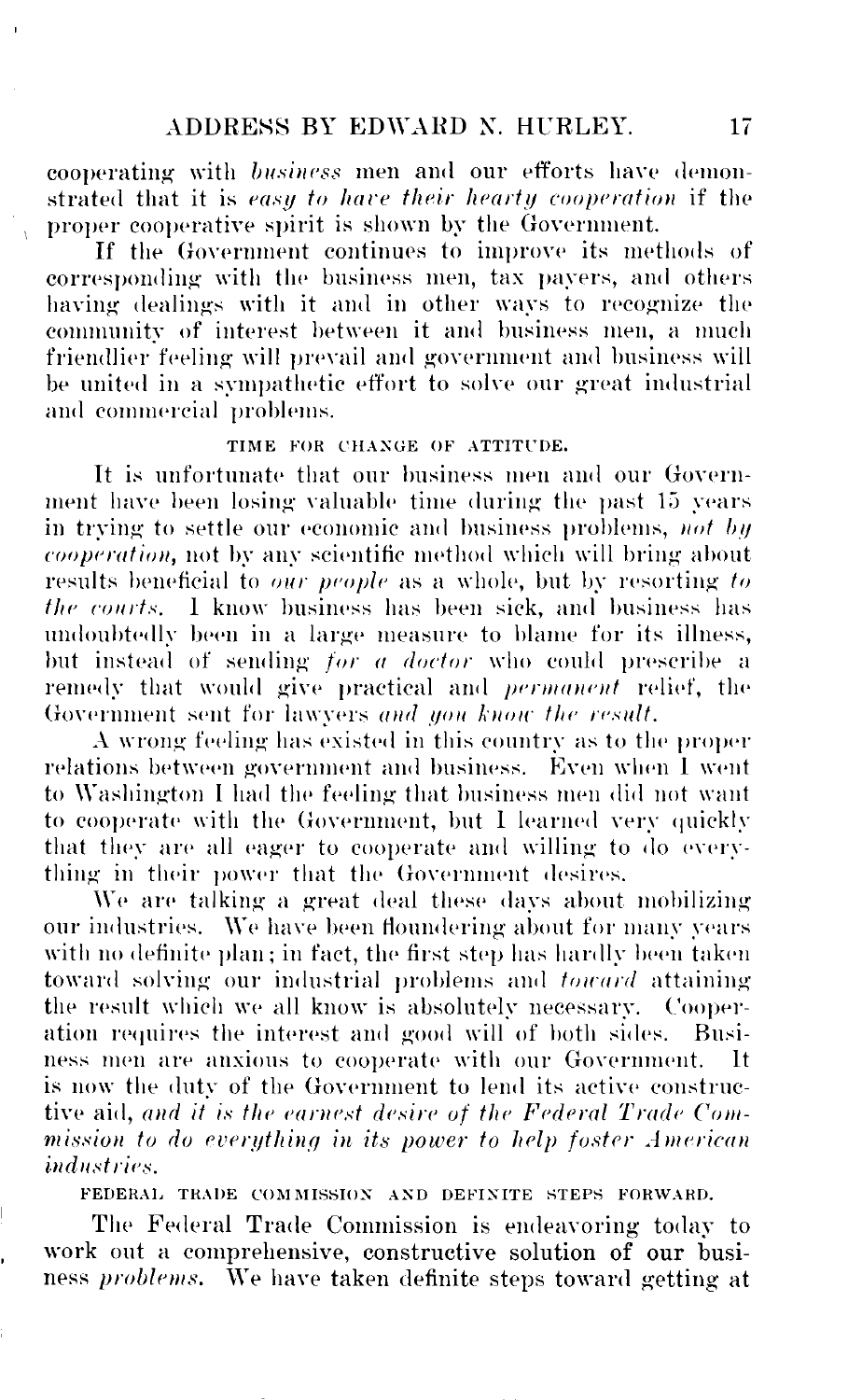cooperating with *business* men and our efforts have demonstrated that it is *easy to have their hearty cooperation* if the proper cooperative spirit is shown by the Government.

If the Government continues to improve its methods of corresponding with the business men, tax payers, and others having dealings with it and in other ways to recognize the community of interest between it and business men, a much friendlier feeling will prevail and government and business will be united in a sympathetic effort to solve our great industrial and commercial problems.

### TIME FOR CHANGE OF ATTITUDE.

It is unfortunate that our business men and our Government have been losing valuable time during the past 15 years in trying to settle our economic and business problems, *not by cooperation*, not by any scientific method which will bring about results beneficial to *our people* as a whole, but by resorting *to the courts*. I know business has been sick, and business has undoubtedly been in a large measure to blame for its illness, but instead of sending *for a doctor* who could prescribe a remedy that would give practical and *permanent* relief, the Government sent for lawyers *and you know the result*.

A wrong feeling has existed in this country as to the proper relations between government and business. Even when I went to Washington I had the feeling that business men did not want to cooperate with the Government, but I learned very quickly that they are all eager to cooperate and willing to do everything in their power that the Government desires.

We are talking a great deal these days about mobilizing our industries. We have been floundering about for many years with no definite plan; in fact, the first step has hardly been taken toward solving our industrial problems and *toward* attaining the result which we all know is absolutely necessary. Cooperation requires the interest and good will of both sides. Business men are anxious to cooperate with our Government. It is now the duty of the Government to lend its active constructive aid, *and it is the earnest desire of the Federal Trade Commission to do everything in its power to help foster American industries.*

### FEDERAL TRADE COMMISSION AND DEFINITE STEPS FORWARD.

The Federal Trade Commission is endeavoring today to work out a comprehensive, constructive solution of our business *problems*. We have taken definite steps toward getting at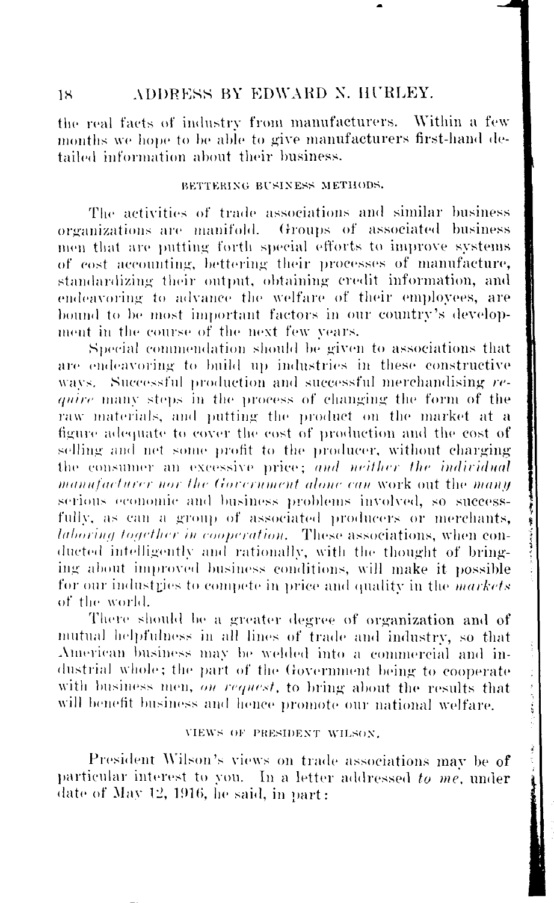the real facts of industry from manufacturers. Within a few months we hope to be able to give manufacturers first-hand detailed information about their business.

### BETTERING BUSINESS METHODS.

The activities of trade associations and similar business organizations are manifold. Groups of associated business men that are putting forth special efforts to improve systems of cost accounting, bettering their processes of manufacture, standardizing their output, obtaining credit information, and endeavoring to advance the welfare of their employees, are bound to be most important factors in our country's development in the course of the next few years.

Special commendation should be given to associations that are endeavoring to build up industries in these constructive ways. Successful production and successful merchandising *require* many steps in the process of changing the form of the raw materials, and putting the product on the market at a figure adequate to cover the cost of production and the cost of selling and net some profit to the producer, without charging the consumer an excessive price; *and neither the individual manufacturer nor the Government alone can* work out the *many* serious economic and business problems involved, so successfully, as can a group of associated producers or merchants, *laboring together in cooperation.* These associations, when conducted intelligently and rationally, with the thought of bringing about improved business conditions, will make it possible for our industries to compete in price and quality in the *markets* of the world.

There should be a greater degree of organization and of mutual helpfulness in all lines of trade and industry, so that American business may be welded into a commercial and industrial whole; the part of the Government being to cooperate with business men, *on request,* to bring about the results that will benefit business and hence promote our national welfare.

### VIEWS OF PRESIDENT WILSON.

President Wilson's views on trade associations may be of particular interest to you. In a letter addressed *to me,* under date of May 12, 1916, he said, in part: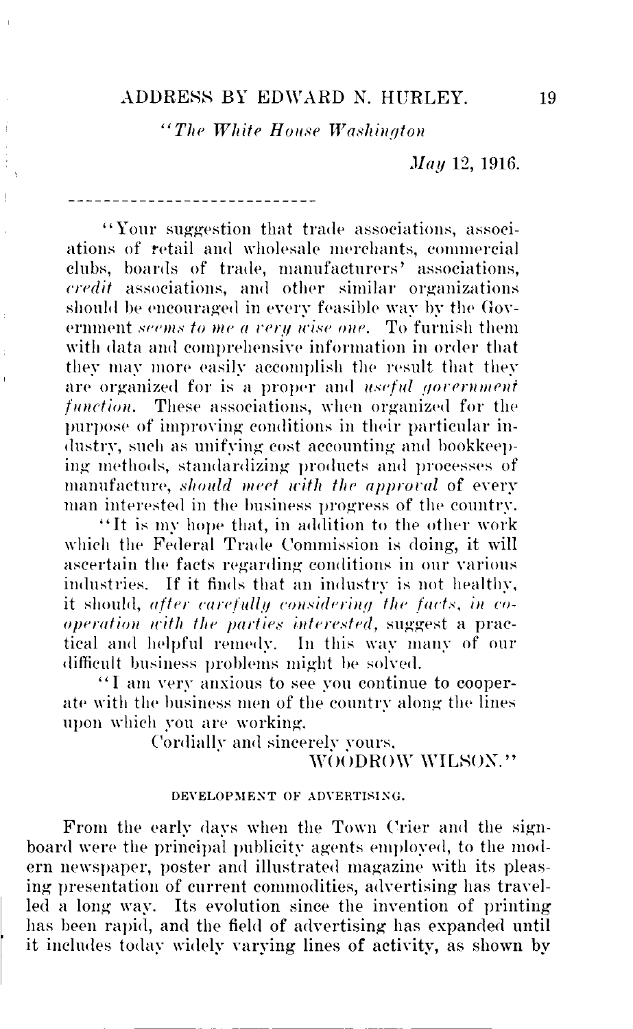"*The White House Washington*

*May* 12, 1916.

---

"Your suggestion that trade associations, associations of retail and wholesale merchants, commercial clubs, boards of trade, manufacturers' associations, *credit* associations, and other similar organizations should be encouraged in every feasible way by the Government *seems to me a very wise one*. To furnish them with data and comprehensive information in order that they may more easily accomplish the result that they are organized for is a proper and *useful government function*. These associations, when organized for the purpose of improving conditions in their particular industry, such as unifying cost accounting and bookkeeping methods, standardizing products and processes of manufacture, *should meet with the approval* of every man interested in the business progress of the country.

"It is my hope that, in addition to the other work which the Federal Trade Commission is doing, it will ascertain the facts regarding conditions in our various industries. If it finds that an industry is not healthy, it should, *after carefully considering the facts, in cooperation with the parties interested*, suggest a practical and helpful remedy. In this way many of our difficult business problems might be solved.

"I am very anxious to see you continue to cooperate with the business men of the country along the lines upon which you are working.

Cordially and sincerely yours,

WOODROW WILSON."

#### DEVELOPMENT OF ADVERTISING.

From the early days when the Town Crier and the signboard were the principal publicity agents employed, to the modern newspaper, poster and illustrated magazine with its pleasing presentation of current commodities, advertising has travelled a long way. Its evolution since the invention of printing has been rapid, and the field of advertising has expanded until it includes today widely varying lines of activity, as shown by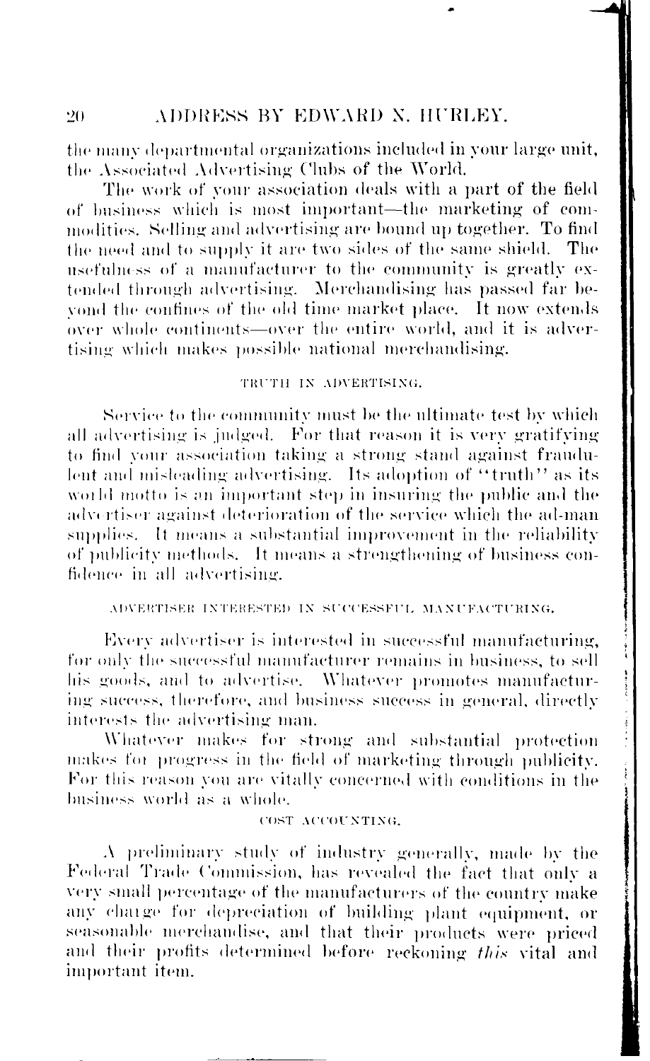the many departmental organizations included in your large unit, the Associated Advertising Clubs of the World.

The work of your association deals with a part of the field of business which is most important—the marketing of commodities. Selling and advertising are bound up together. To find the need and to supply it are two sides of the same shield. The usefulness of a manufacturer to the community is greatly extended through advertising. Merchandising has passed far beyond the confines of the old time market place. It now extends over whole continents—over the entire world, and it is advertising which makes possible national merchandising.

### TRUTH IN ADVERTISING.

Service to the community must be the ultimate test by which all advertising is judged. For that reason it is very gratifying to find your association taking a strong stand against fraudulent and misleading advertising. Its adoption of "truth" as its world motto is an important step in insuring the public and the advertiser against deterioration of the service which the ad-man supplies. It means a substantial improvement in the reliability of publicity methods. It means a strengthening of business confidence in all advertising.

### ADVERTISER INTERESTED IN SUCCESSFUL MANUFACTURING.

Every advertiser is interested in successful manufacturing, for only the successful manufacturer remains in business, to sell his goods, and to advertise. Whatever promotes manufacturing success, therefore, and business success in general, directly interests the advertising man.

Whatever makes for strong and substantial protection makes for progress in the field of marketing through publicity. For this reason you are vitally concerned with conditions in the business world as a whole.

### COST ACCOUNTING.

A preliminary study of industry generally, made by the Federal Trade Commission, has revealed the fact that only a very small percentage of the manufacturers of the country make any charge for depreciation of building plant equipment, or seasonable merchandise, and that their products were priced and their profits determined before reckoning *this* vital and important item.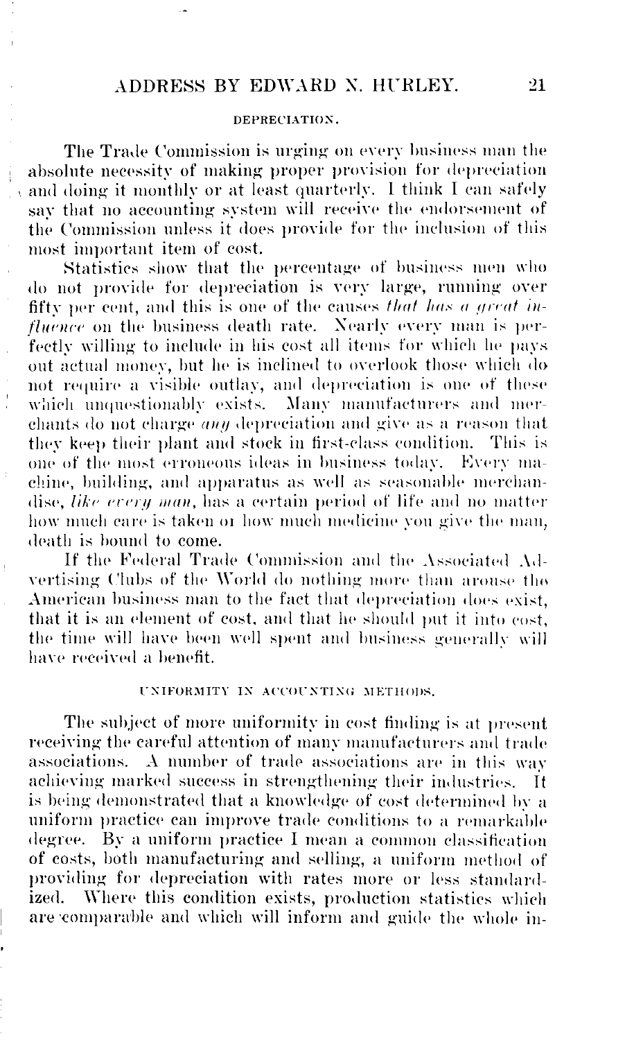### DEPRECIATION.

The Trade Commission is urging on every business man the absolute necessity of making proper provision for depreciation and doing it monthly or at least quarterly. I think I can safely say that no accounting system will receive the endorsement of the Commission unless it does provide for the inclusion of this most important item of cost.

Statistics show that the percentage of business men who do not provide for depreciation is very large, running over fifty per cent, and this is one of the causes *that has a great influence* on the business death rate. Nearly every man is perfectly willing to include in his cost all items for which he pays out actual money, but he is inclined to overlook those which do not require a visible outlay, and depreciation is one of these which unquestionably exists. Many manufacturers and merchants do not charge *any* depreciation and give as a reason that they keep their plant and stock in first-class condition. This is one of the most erroneous ideas in business today. Every machine, building, and apparatus as well as seasonable merchandise, *like every man*, has a certain period of life and no matter how much care is taken or how much medicine you give the man, death is bound to come.

If the Federal Trade Commission and the Associated Advertising Clubs of the World do nothing more than arouse the American business man to the fact that depreciation does exist, that it is an element of cost, and that he should put it into cost, the time will have been well spent and business generally will have received a benefit.

### UNIFORMITY IN ACCOUNTING METHODS.

The subject of more uniformity in cost finding is at present receiving the careful attention of many manufacturers and trade associations. A number of trade associations are in this way achieving marked success in strengthening their industries. It is being demonstrated that a knowledge of cost determined by a uniform practice can improve trade conditions to a remarkable degree. By a uniform practice I mean a common classification of costs, both manufacturing and selling, a uniform method of providing for depreciation with rates more or less standardized. Where this condition exists, production statistics which are comparable and which will inform and guide the whole in-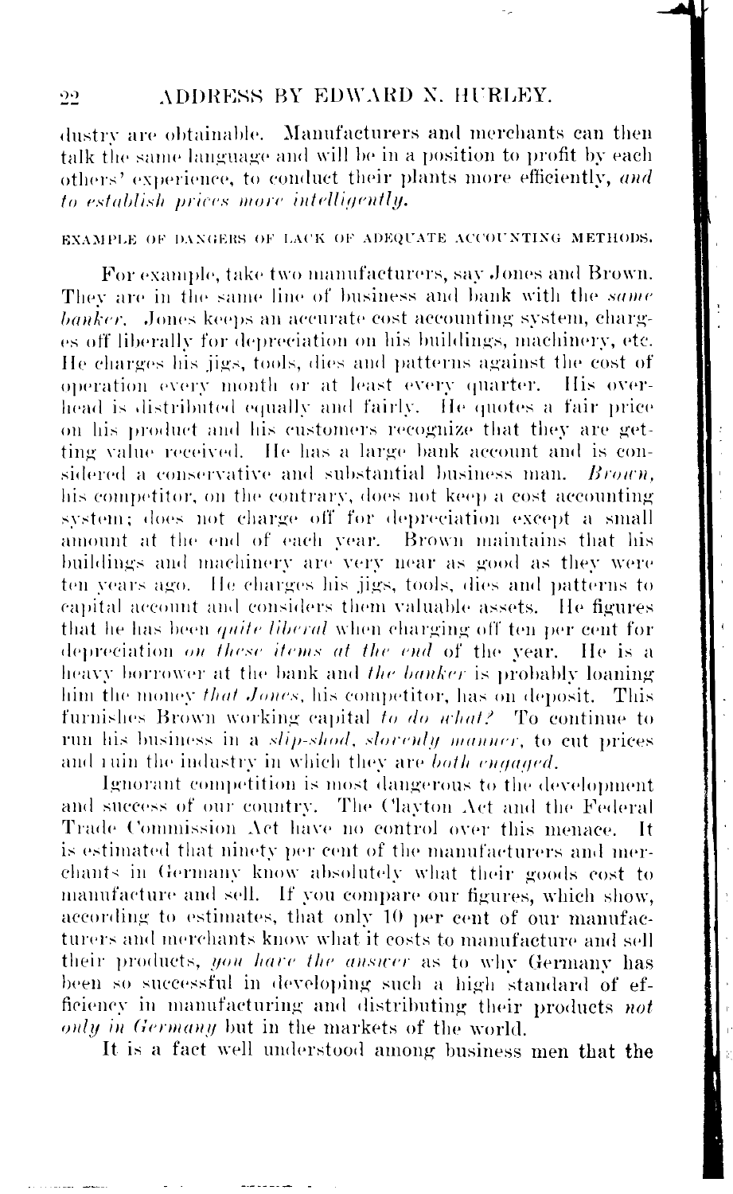dustry are obtainable. Manufacturers and merchants can then talk the same language and will be in a position to profit by each others' experience, to conduct their plants more efficiently, *and to establish prices more intelligently.*

EXAMPLE OF DANGERS OF LACK OF ADEQUATE ACCOUNTING METHODS.

For example, take two manufacturers, say Jones and Brown. They are in the same line of business and bank with the *same banker*. Jones keeps an accurate cost accounting system, charges off liberally for depreciation on his buildings, machinery, etc. He charges his jigs, tools, dies and patterns against the cost of operation every month or at least every quarter. His overhead is distributed equally and fairly. He quotes a fair price on his product and his customers recognize that they are getting value received. He has a large bank account and is considered a conservative and substantial business man. *Brown*, his competitor, on the contrary, does not keep a cost accounting system; does not charge off for depreciation except a small amount at the end of each year. Brown maintains that his buildings and machinery are very near as good as they were ten years ago. He charges his jigs, tools, dies and patterns to capital account and considers them valuable assets. He figures that he has been *quite liberal* when charging off ten per cent for depreciation *on these items at the end* of the year. He is a heavy borrower at the bank and *the banker* is probably loaning him the money *that Jones*, his competitor, has on deposit. This furnishes Brown working capital *to do what?* To continue to run his business in a *slip-shod, slovenly manner*, to cut prices and ruin the industry in which they are *both engaged*.

Ignorant competition is most dangerous to the development and success of our country. The Clayton Act and the Federal Trade Commission Act have no control over this menace. It is estimated that ninety per cent of the manufacturers and merchants in Germany know absolutely what their goods cost to manufacture and sell. If you compare our figures, which show, according to estimates, that only 10 per cent of our manufacturers and merchants know what it costs to manufacture and sell their products, *you have the answer* as to why Germany has been so successful in developing such a high standard of efficiency in manufacturing and distributing their products *not only in Germany* but in the markets of the world.

It is a fact well understood among business men that the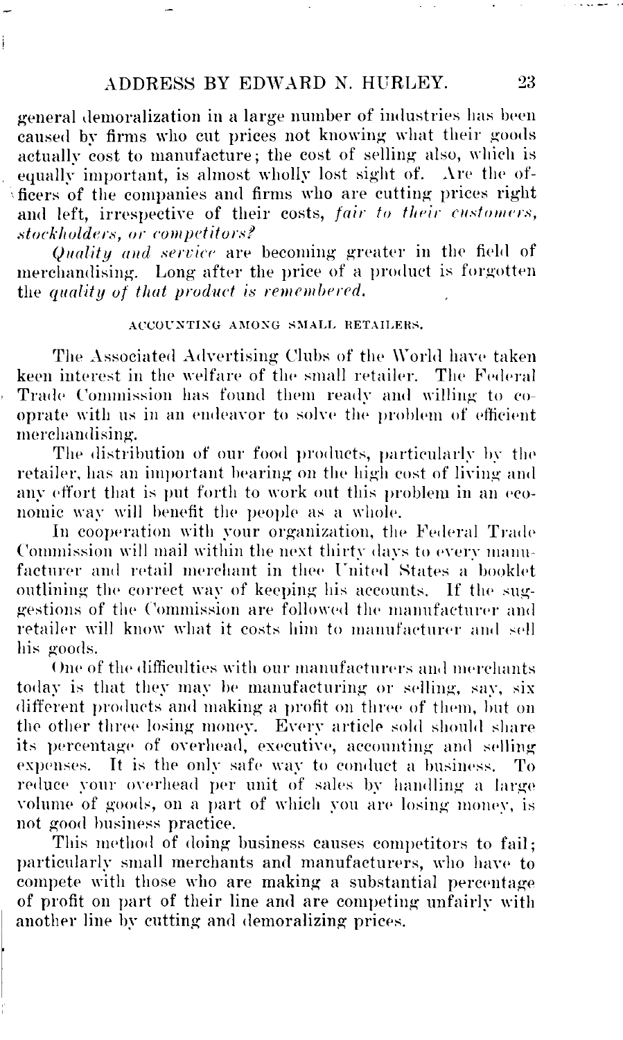general demoralization in a large number of industries has been caused by firms who cut prices not knowing what their goods actually cost to manufacture; the cost of selling also, which is equally important, is almost wholly lost sight of. Are the officers of the companies and firms who are cutting prices right and left, irrespective of their costs, *fair to their customers, stockholders, or competitors?*

*Quality and service* are becoming greater in the field of merchandising. Long after the price of a product is forgotten the *quality of that product is remembered.*

### ACCOUNTING AMONG SMALL RETAILERS.

The Associated Advertising Clubs of the World have taken keen interest in the welfare of the small retailer. The Federal Trade Commission has found them ready and willing to cooprate with us in an endeavor to solve the problem of efficient merchandising.

The distribution of our food products, particularly by the retailer, has an important bearing on the high cost of living and any effort that is put forth to work out this problem in an economic way will benefit the people as a whole.

In cooperation with your organization, the Federal Trade Commission will mail within the next thirty days to every manufacturer and retail merchant in thee United States a booklet outlining the correct way of keeping his accounts. If the suggestions of the Commission are followed the manufacturer and retailer will know what it costs him to manufacturer and sell his goods.

One of the difficulties with our manufacturers and merchants today is that they may be manufacturing or selling, say, six different products and making a profit on three of them, but on the other three losing money. Every article sold should share its percentage of overhead, executive, accounting and selling expenses. It is the only safe way to conduct a business. To reduce your overhead per unit of sales by handling a large volume of goods, on a part of which you are losing money, is not good business practice.

This method of doing business causes competitors to fail; particularly small merchants and manufacturers, who have to compete with those who are making a substantial percentage of profit on part of their line and are competing unfairly with another line by cutting and demoralizing prices.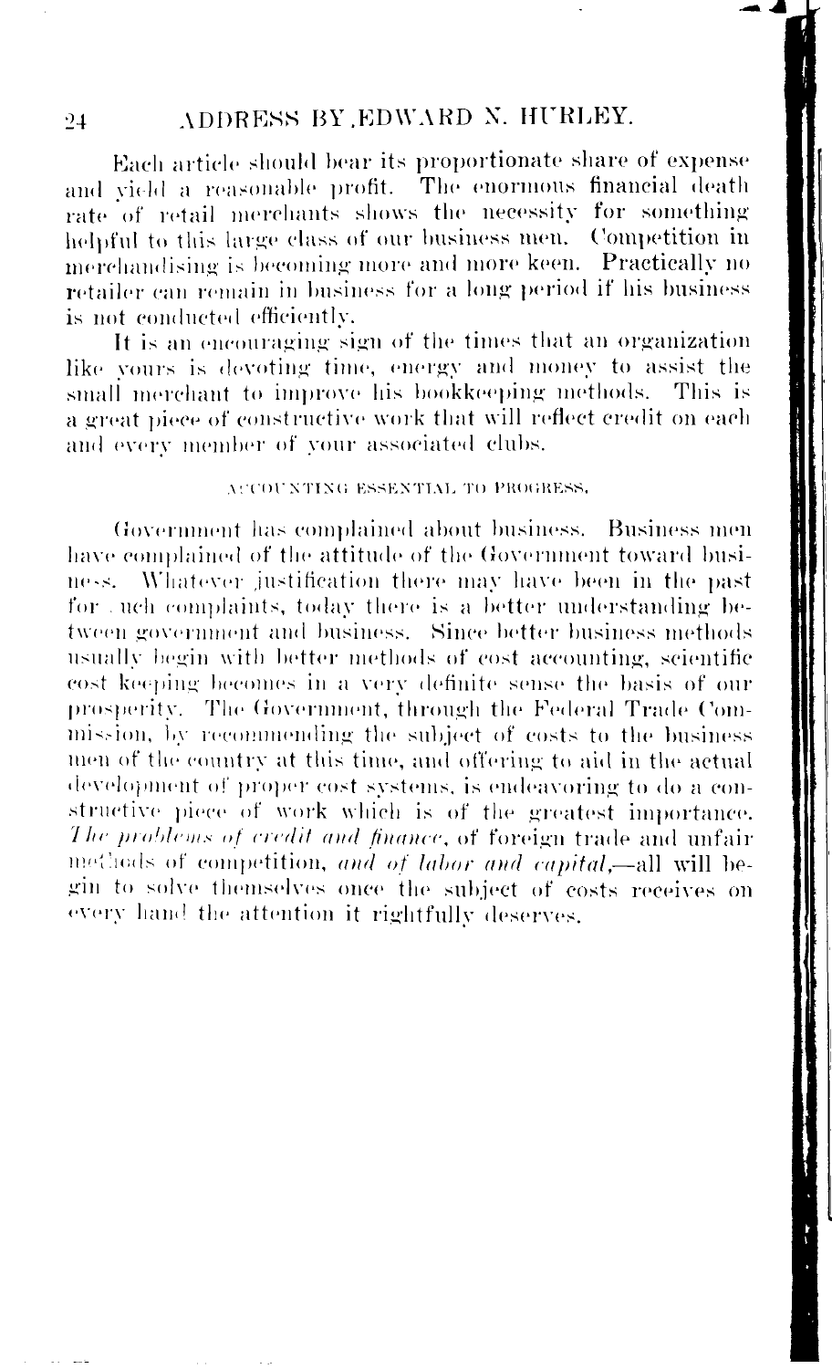Each article should bear its proportionate share of expense and yield a reasonable profit. The enormous financial death rate of retail merchants shows the necessity for something helpful to this large class of our business men. Competition in merchandising is becoming more and more keen. Practically no retailer can remain in business for a long period if his business is not conducted efficiently.

It is an encouraging sign of the times that an organization like yours is devoting time, energy and money to assist the small merchant to improve his bookkeeping methods. This is a great piece of constructive work that will reflect credit on each and every member of your associated clubs.

### ACCOUNTING ESSENTIAL TO PROGRESS.

Government has complained about business. Business men have complained of the attitude of the Government toward business. Whatever justification there may have been in the past for such complaints, today there is a better understanding between government and business. Since better business methods usually begin with better methods of cost accounting, scientific cost keeping becomes in a very definite sense the basis of our prosperity. The Government, through the Federal Trade Commission, by recommending the subject of costs to the business men of the country at this time, and offering to aid in the actual development of proper cost systems, is endeavoring to do a constructive piece of work which is of the greatest importance. *The problems of credit and finance*, of foreign trade and unfair methods of competition, *and of labor and capital*,—all will begin to solve themselves once the subject of costs receives on every hand the attention it rightfully deserves.